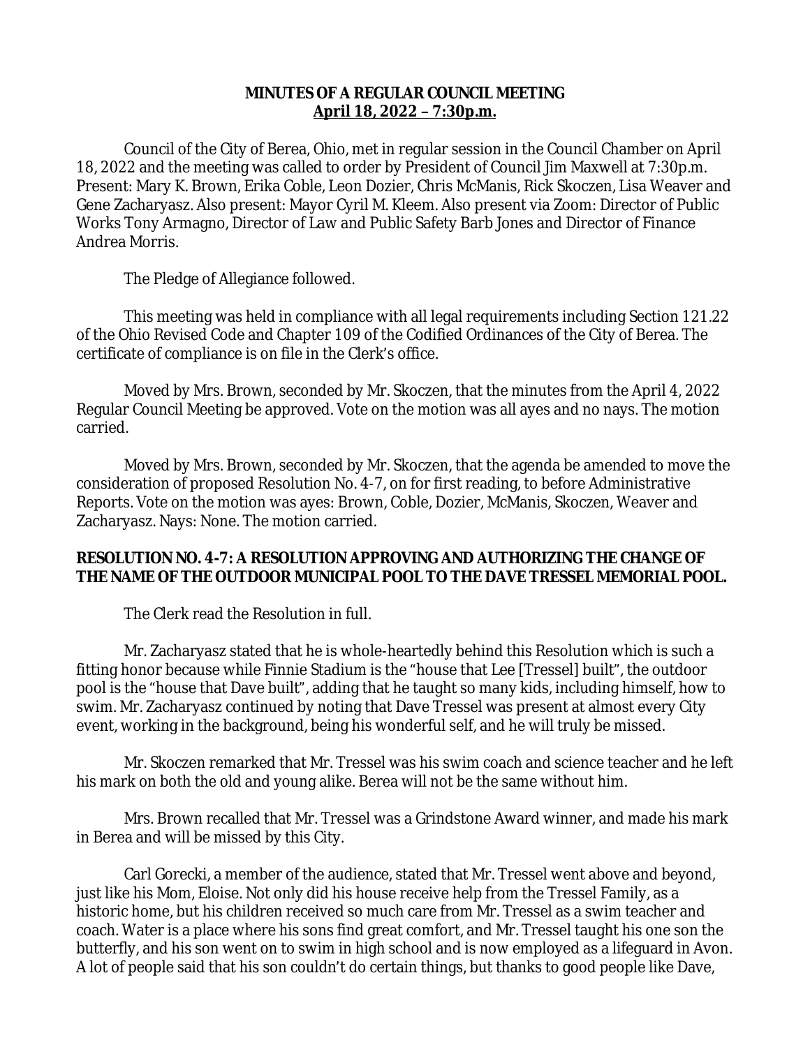# MINUTES OF A REGULAR COUNCIL MEETING
## April 18, 2022 – 7:30p.m.

Council of the City of Berea, Ohio, met in regular session in the Council Chamber on April 18, 2022 and the meeting was called to order by President of Council Jim Maxwell at 7:30p.m. Present: Mary K. Brown, Erika Coble, Leon Dozier, Chris McManis, Rick Skoczen, Lisa Weaver and Gene Zacharyasz. Also present: Mayor Cyril M. Kleem. Also present via Zoom: Director of Public Works Tony Armagno, Director of Law and Public Safety Barb Jones and Director of Finance Andrea Morris.

The Pledge of Allegiance followed.

This meeting was held in compliance with all legal requirements including Section 121.22 of the Ohio Revised Code and Chapter 109 of the Codified Ordinances of the City of Berea. The certificate of compliance is on file in the Clerk's office.

Moved by Mrs. Brown, seconded by Mr. Skoczen, that the minutes from the April 4, 2022 Regular Council Meeting be approved. Vote on the motion was all ayes and no nays. The motion carried.

Moved by Mrs. Brown, seconded by Mr. Skoczen, that the agenda be amended to move the consideration of proposed Resolution No. 4-7, on for first reading, to before Administrative Reports. Vote on the motion was ayes: Brown, Coble, Dozier, McManis, Skoczen, Weaver and Zacharyasz. Nays: None. The motion carried.

**RESOLUTION NO. 4-7: A RESOLUTION APPROVING AND AUTHORIZING THE CHANGE OF THE NAME OF THE OUTDOOR MUNICIPAL POOL TO THE DAVE TRESSEL MEMORIAL POOL.**

The Clerk read the Resolution in full.

Mr. Zacharyasz stated that he is whole-heartedly behind this Resolution which is such a fitting honor because while Finnie Stadium is the "house that Lee [Tressel] built", the outdoor pool is the "house that Dave built", adding that he taught so many kids, including himself, how to swim. Mr. Zacharyasz continued by noting that Dave Tressel was present at almost every City event, working in the background, being his wonderful self, and he will truly be missed.

Mr. Skoczen remarked that Mr. Tressel was his swim coach and science teacher and he left his mark on both the old and young alike. Berea will not be the same without him.

Mrs. Brown recalled that Mr. Tressel was a Grindstone Award winner, and made his mark in Berea and will be missed by this City.

Carl Gorecki, a member of the audience, stated that Mr. Tressel went above and beyond, just like his Mom, Eloise. Not only did his house receive help from the Tressel Family, as a historic home, but his children received so much care from Mr. Tressel as a swim teacher and coach. Water is a place where his sons find great comfort, and Mr. Tressel taught his one son the butterfly, and his son went on to swim in high school and is now employed as a lifeguard in Avon. A lot of people said that his son couldn't do certain things, but thanks to good people like Dave,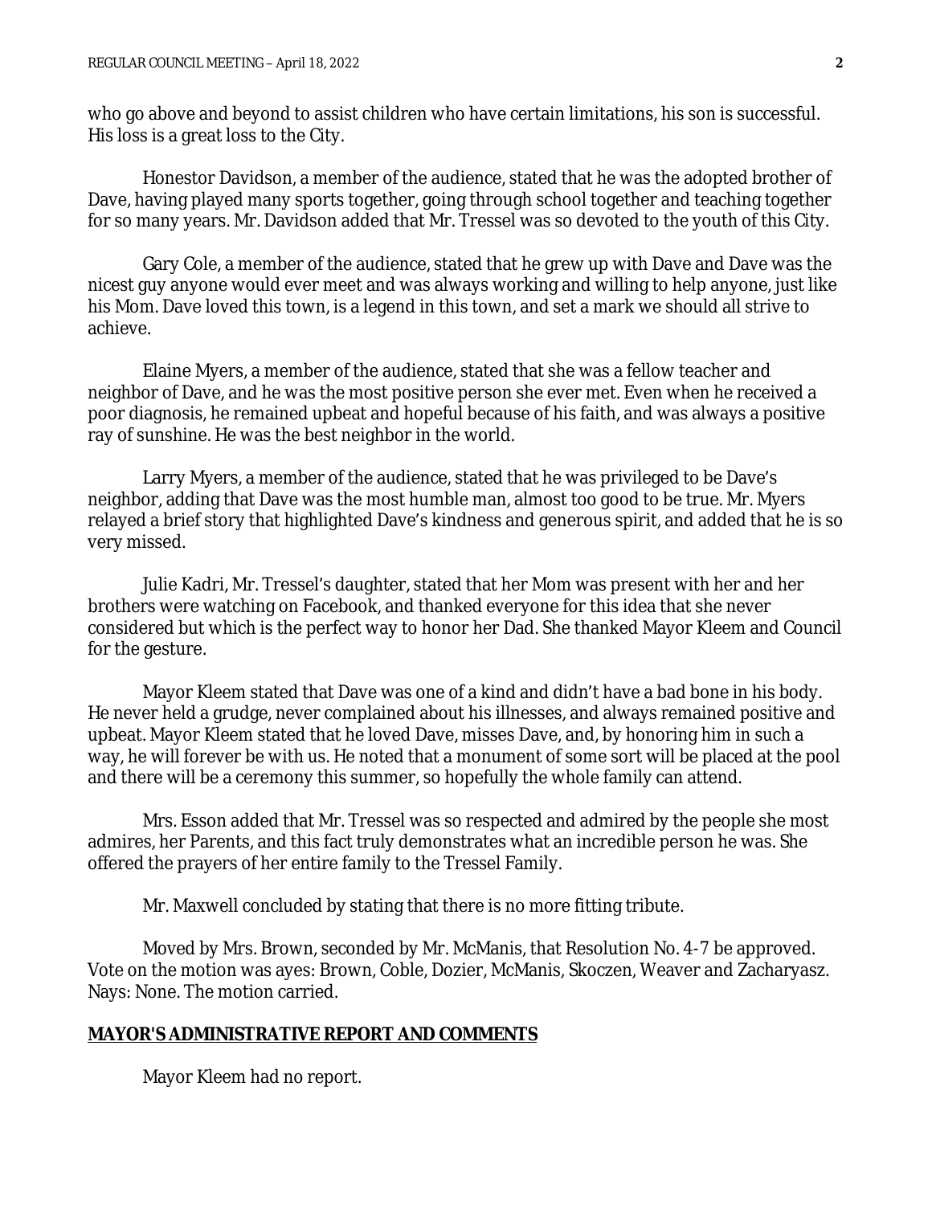who go above and beyond to assist children who have certain limitations, his son is successful. His loss is a great loss to the City.

Honestor Davidson, a member of the audience, stated that he was the adopted brother of Dave, having played many sports together, going through school together and teaching together for so many years. Mr. Davidson added that Mr. Tressel was so devoted to the youth of this City.

Gary Cole, a member of the audience, stated that he grew up with Dave and Dave was the nicest guy anyone would ever meet and was always working and willing to help anyone, just like his Mom. Dave loved this town, is a legend in this town, and set a mark we should all strive to achieve.

Elaine Myers, a member of the audience, stated that she was a fellow teacher and neighbor of Dave, and he was the most positive person she ever met. Even when he received a poor diagnosis, he remained upbeat and hopeful because of his faith, and was always a positive ray of sunshine. He was the best neighbor in the world.

Larry Myers, a member of the audience, stated that he was privileged to be Dave's neighbor, adding that Dave was the most humble man, almost too good to be true. Mr. Myers relayed a brief story that highlighted Dave's kindness and generous spirit, and added that he is so very missed.

Julie Kadri, Mr. Tressel's daughter, stated that her Mom was present with her and her brothers were watching on Facebook, and thanked everyone for this idea that she never considered but which is the perfect way to honor her Dad. She thanked Mayor Kleem and Council for the gesture.

Mayor Kleem stated that Dave was one of a kind and didn't have a bad bone in his body. He never held a grudge, never complained about his illnesses, and always remained positive and upbeat. Mayor Kleem stated that he loved Dave, misses Dave, and, by honoring him in such a way, he will forever be with us. He noted that a monument of some sort will be placed at the pool and there will be a ceremony this summer, so hopefully the whole family can attend.

Mrs. Esson added that Mr. Tressel was so respected and admired by the people she most admires, her Parents, and this fact truly demonstrates what an incredible person he was. She offered the prayers of her entire family to the Tressel Family.

Mr. Maxwell concluded by stating that there is no more fitting tribute.

Moved by Mrs. Brown, seconded by Mr. McManis, that Resolution No. 4-7 be approved. Vote on the motion was ayes: Brown, Coble, Dozier, McManis, Skoczen, Weaver and Zacharyasz. Nays: None. The motion carried.

## MAYOR'S ADMINISTRATIVE REPORT AND COMMENTS

Mayor Kleem had no report.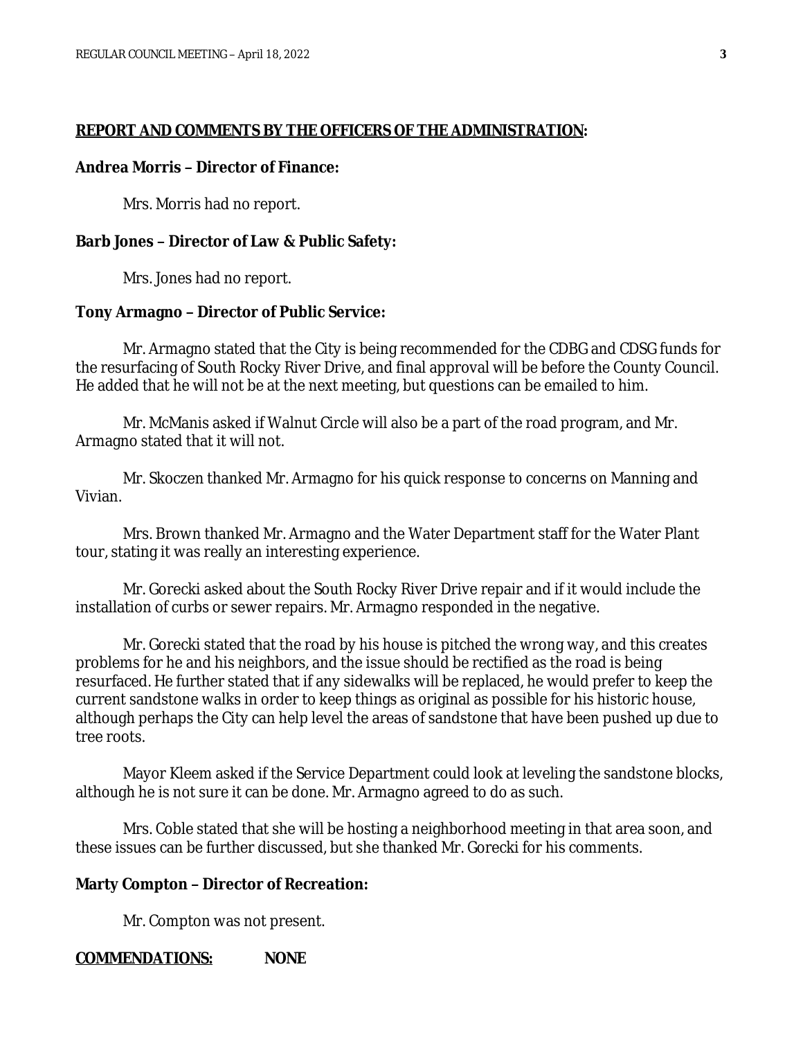## REPORT AND COMMENTS BY THE OFFICERS OF THE ADMINISTRATION:

**Andrea Morris – Director of Finance:**

Mrs. Morris had no report.

**Barb Jones – Director of Law & Public Safety:**

Mrs. Jones had no report.

**Tony Armagno – Director of Public Service:**

Mr. Armagno stated that the City is being recommended for the CDBG and CDSG funds for the resurfacing of South Rocky River Drive, and final approval will be before the County Council. He added that he will not be at the next meeting, but questions can be emailed to him.

Mr. McManis asked if Walnut Circle will also be a part of the road program, and Mr. Armagno stated that it will not.

Mr. Skoczen thanked Mr. Armagno for his quick response to concerns on Manning and Vivian.

Mrs. Brown thanked Mr. Armagno and the Water Department staff for the Water Plant tour, stating it was really an interesting experience.

Mr. Gorecki asked about the South Rocky River Drive repair and if it would include the installation of curbs or sewer repairs. Mr. Armagno responded in the negative.

Mr. Gorecki stated that the road by his house is pitched the wrong way, and this creates problems for he and his neighbors, and the issue should be rectified as the road is being resurfaced. He further stated that if any sidewalks will be replaced, he would prefer to keep the current sandstone walks in order to keep things as original as possible for his historic house, although perhaps the City can help level the areas of sandstone that have been pushed up due to tree roots.

Mayor Kleem asked if the Service Department could look at leveling the sandstone blocks, although he is not sure it can be done. Mr. Armagno agreed to do as such.

Mrs. Coble stated that she will be hosting a neighborhood meeting in that area soon, and these issues can be further discussed, but she thanked Mr. Gorecki for his comments.

**Marty Compton – Director of Recreation:**

Mr. Compton was not present.

**COMMENDATIONS:** **NONE**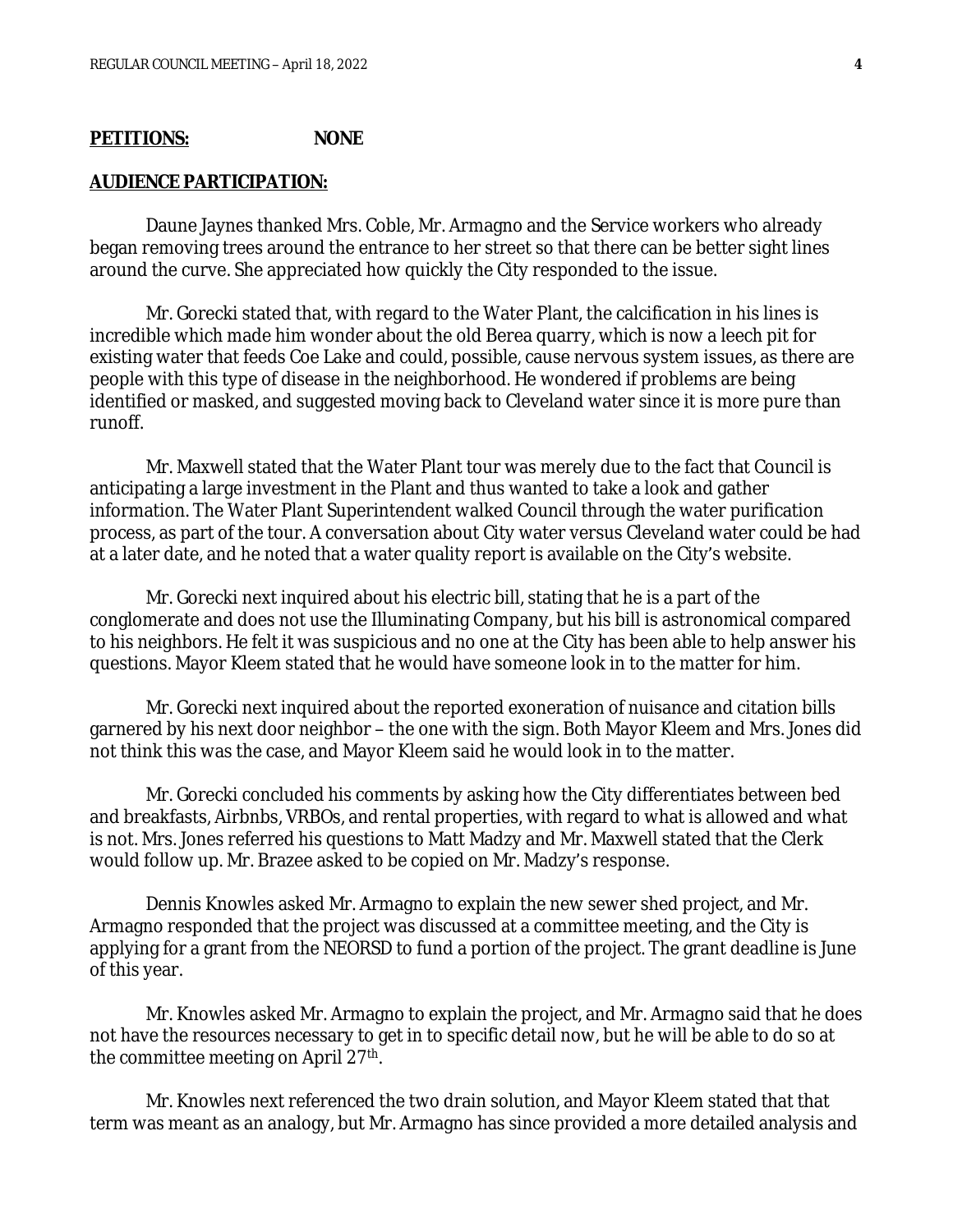**PETITIONS:** **NONE**

**AUDIENCE PARTICIPATION:**

Daune Jaynes thanked Mrs. Coble, Mr. Armagno and the Service workers who already began removing trees around the entrance to her street so that there can be better sight lines around the curve. She appreciated how quickly the City responded to the issue.

Mr. Gorecki stated that, with regard to the Water Plant, the calcification in his lines is incredible which made him wonder about the old Berea quarry, which is now a leech pit for existing water that feeds Coe Lake and could, possible, cause nervous system issues, as there are people with this type of disease in the neighborhood. He wondered if problems are being identified or masked, and suggested moving back to Cleveland water since it is more pure than runoff.

Mr. Maxwell stated that the Water Plant tour was merely due to the fact that Council is anticipating a large investment in the Plant and thus wanted to take a look and gather information. The Water Plant Superintendent walked Council through the water purification process, as part of the tour. A conversation about City water versus Cleveland water could be had at a later date, and he noted that a water quality report is available on the City's website.

Mr. Gorecki next inquired about his electric bill, stating that he is a part of the conglomerate and does not use the Illuminating Company, but his bill is astronomical compared to his neighbors. He felt it was suspicious and no one at the City has been able to help answer his questions. Mayor Kleem stated that he would have someone look in to the matter for him.

Mr. Gorecki next inquired about the reported exoneration of nuisance and citation bills garnered by his next door neighbor – the one with the sign. Both Mayor Kleem and Mrs. Jones did not think this was the case, and Mayor Kleem said he would look in to the matter.

Mr. Gorecki concluded his comments by asking how the City differentiates between bed and breakfasts, Airbnbs, VRBOs, and rental properties, with regard to what is allowed and what is not. Mrs. Jones referred his questions to Matt Madzy and Mr. Maxwell stated that the Clerk would follow up. Mr. Brazee asked to be copied on Mr. Madzy's response.

Dennis Knowles asked Mr. Armagno to explain the new sewer shed project, and Mr. Armagno responded that the project was discussed at a committee meeting, and the City is applying for a grant from the NEORSD to fund a portion of the project. The grant deadline is June of this year.

Mr. Knowles asked Mr. Armagno to explain the project, and Mr. Armagno said that he does not have the resources necessary to get in to specific detail now, but he will be able to do so at the committee meeting on April 27th.

Mr. Knowles next referenced the two drain solution, and Mayor Kleem stated that that term was meant as an analogy, but Mr. Armagno has since provided a more detailed analysis and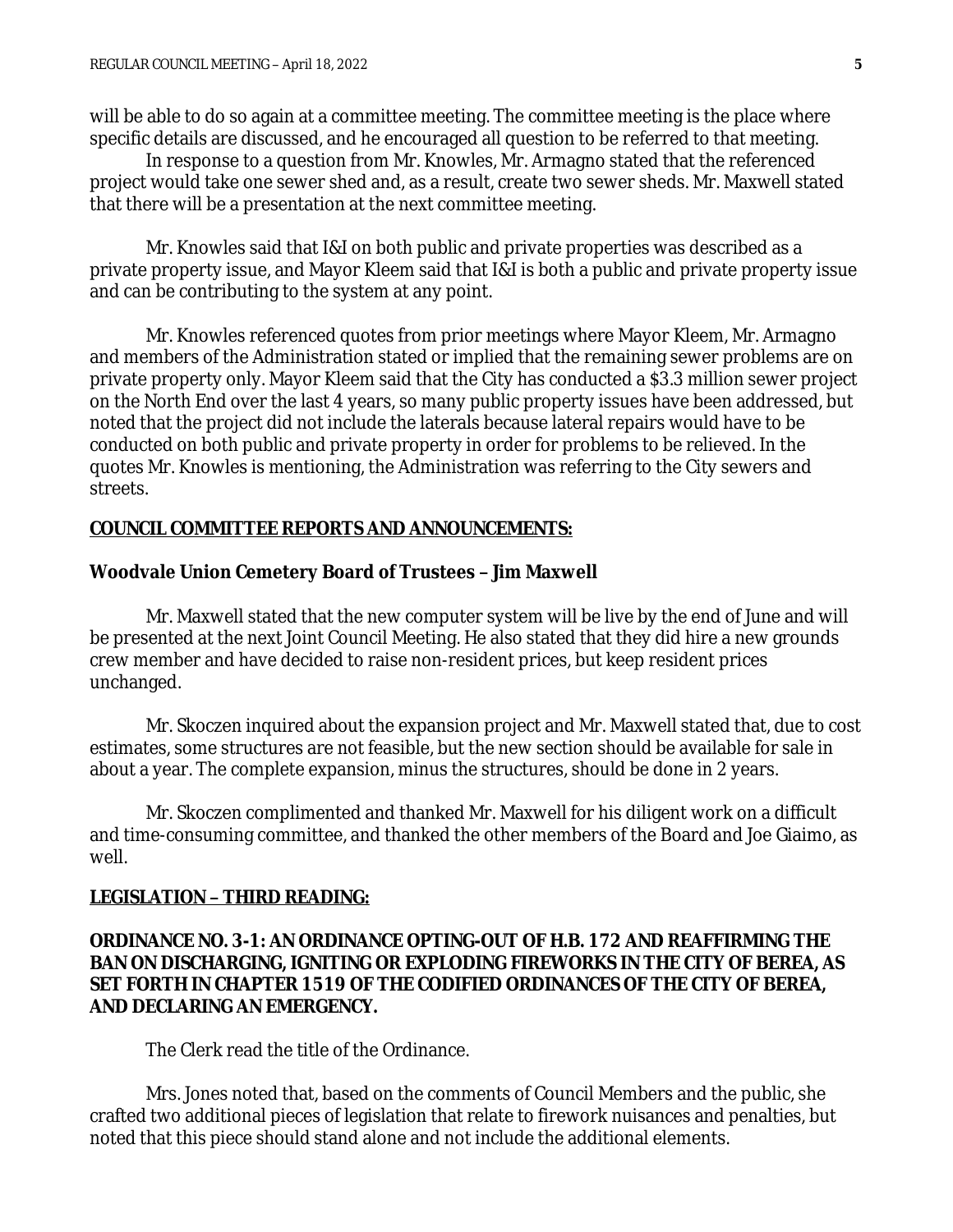will be able to do so again at a committee meeting. The committee meeting is the place where specific details are discussed, and he encouraged all question to be referred to that meeting.

In response to a question from Mr. Knowles, Mr. Armagno stated that the referenced project would take one sewer shed and, as a result, create two sewer sheds. Mr. Maxwell stated that there will be a presentation at the next committee meeting.

Mr. Knowles said that I&I on both public and private properties was described as a private property issue, and Mayor Kleem said that I&I is both a public and private property issue and can be contributing to the system at any point.

Mr. Knowles referenced quotes from prior meetings where Mayor Kleem, Mr. Armagno and members of the Administration stated or implied that the remaining sewer problems are on private property only. Mayor Kleem said that the City has conducted a $3.3 million sewer project on the North End over the last 4 years, so many public property issues have been addressed, but noted that the project did not include the laterals because lateral repairs would have to be conducted on both public and private property in order for problems to be relieved. In the quotes Mr. Knowles is mentioning, the Administration was referring to the City sewers and streets.

**COUNCIL COMMITTEE REPORTS AND ANNOUNCEMENTS:**

**Woodvale Union Cemetery Board of Trustees – Jim Maxwell**

Mr. Maxwell stated that the new computer system will be live by the end of June and will be presented at the next Joint Council Meeting. He also stated that they did hire a new grounds crew member and have decided to raise non-resident prices, but keep resident prices unchanged.

Mr. Skoczen inquired about the expansion project and Mr. Maxwell stated that, due to cost estimates, some structures are not feasible, but the new section should be available for sale in about a year. The complete expansion, minus the structures, should be done in 2 years.

Mr. Skoczen complimented and thanked Mr. Maxwell for his diligent work on a difficult and time-consuming committee, and thanked the other members of the Board and Joe Giaimo, as well.

**LEGISLATION – THIRD READING:**

**ORDINANCE NO. 3-1: AN ORDINANCE OPTING-OUT OF H.B. 172 AND REAFFIRMING THE BAN ON DISCHARGING, IGNITING OR EXPLODING FIREWORKS IN THE CITY OF BEREA, AS SET FORTH IN CHAPTER 1519 OF THE CODIFIED ORDINANCES OF THE CITY OF BEREA, AND DECLARING AN EMERGENCY.**

The Clerk read the title of the Ordinance.

Mrs. Jones noted that, based on the comments of Council Members and the public, she crafted two additional pieces of legislation that relate to firework nuisances and penalties, but noted that this piece should stand alone and not include the additional elements.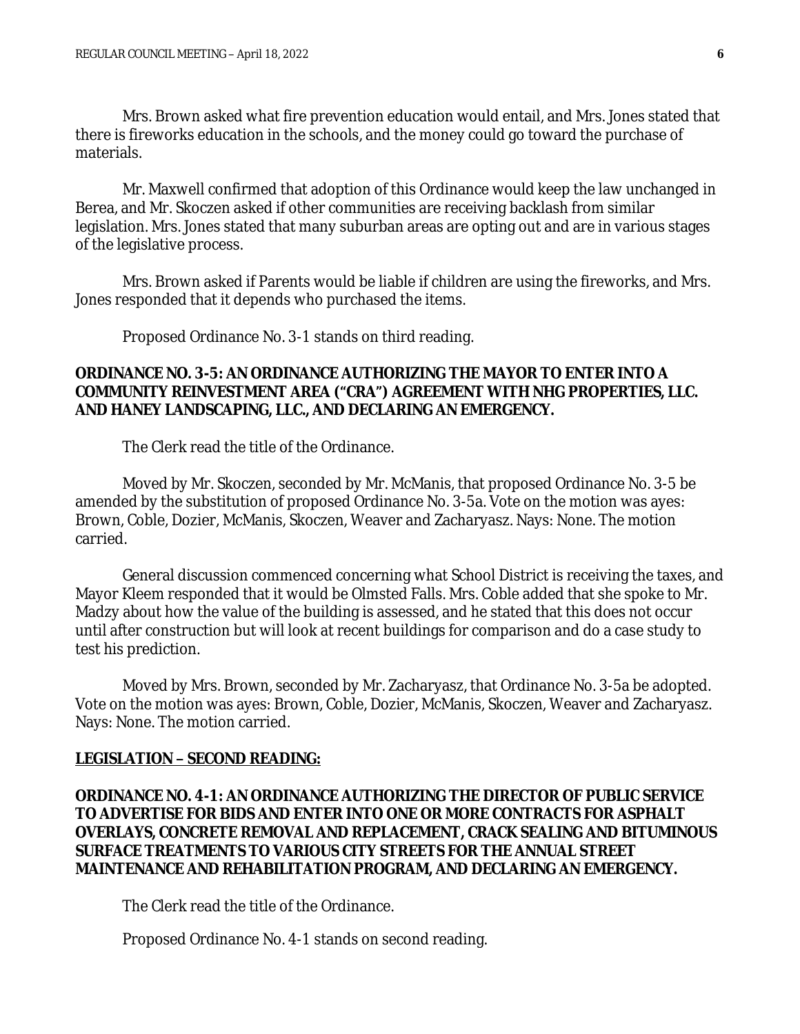Mrs. Brown asked what fire prevention education would entail, and Mrs. Jones stated that there is fireworks education in the schools, and the money could go toward the purchase of materials.

Mr. Maxwell confirmed that adoption of this Ordinance would keep the law unchanged in Berea, and Mr. Skoczen asked if other communities are receiving backlash from similar legislation. Mrs. Jones stated that many suburban areas are opting out and are in various stages of the legislative process.

Mrs. Brown asked if Parents would be liable if children are using the fireworks, and Mrs. Jones responded that it depends who purchased the items.

Proposed Ordinance No. 3-1 stands on third reading.

**ORDINANCE NO. 3-5: AN ORDINANCE AUTHORIZING THE MAYOR TO ENTER INTO A COMMUNITY REINVESTMENT AREA ("CRA") AGREEMENT WITH NHG PROPERTIES, LLC. AND HANEY LANDSCAPING, LLC., AND DECLARING AN EMERGENCY.**

The Clerk read the title of the Ordinance.

Moved by Mr. Skoczen, seconded by Mr. McManis, that proposed Ordinance No. 3-5 be amended by the substitution of proposed Ordinance No. 3-5a. Vote on the motion was ayes: Brown, Coble, Dozier, McManis, Skoczen, Weaver and Zacharyasz. Nays: None. The motion carried.

General discussion commenced concerning what School District is receiving the taxes, and Mayor Kleem responded that it would be Olmsted Falls. Mrs. Coble added that she spoke to Mr. Madzy about how the value of the building is assessed, and he stated that this does not occur until after construction but will look at recent buildings for comparison and do a case study to test his prediction.

Moved by Mrs. Brown, seconded by Mr. Zacharyasz, that Ordinance No. 3-5a be adopted. Vote on the motion was ayes: Brown, Coble, Dozier, McManis, Skoczen, Weaver and Zacharyasz. Nays: None. The motion carried.

**LEGISLATION – SECOND READING:**

**ORDINANCE NO. 4-1: AN ORDINANCE AUTHORIZING THE DIRECTOR OF PUBLIC SERVICE TO ADVERTISE FOR BIDS AND ENTER INTO ONE OR MORE CONTRACTS FOR ASPHALT OVERLAYS, CONCRETE REMOVAL AND REPLACEMENT, CRACK SEALING AND BITUMINOUS SURFACE TREATMENTS TO VARIOUS CITY STREETS FOR THE ANNUAL STREET MAINTENANCE AND REHABILITATION PROGRAM, AND DECLARING AN EMERGENCY.**

The Clerk read the title of the Ordinance.

Proposed Ordinance No. 4-1 stands on second reading.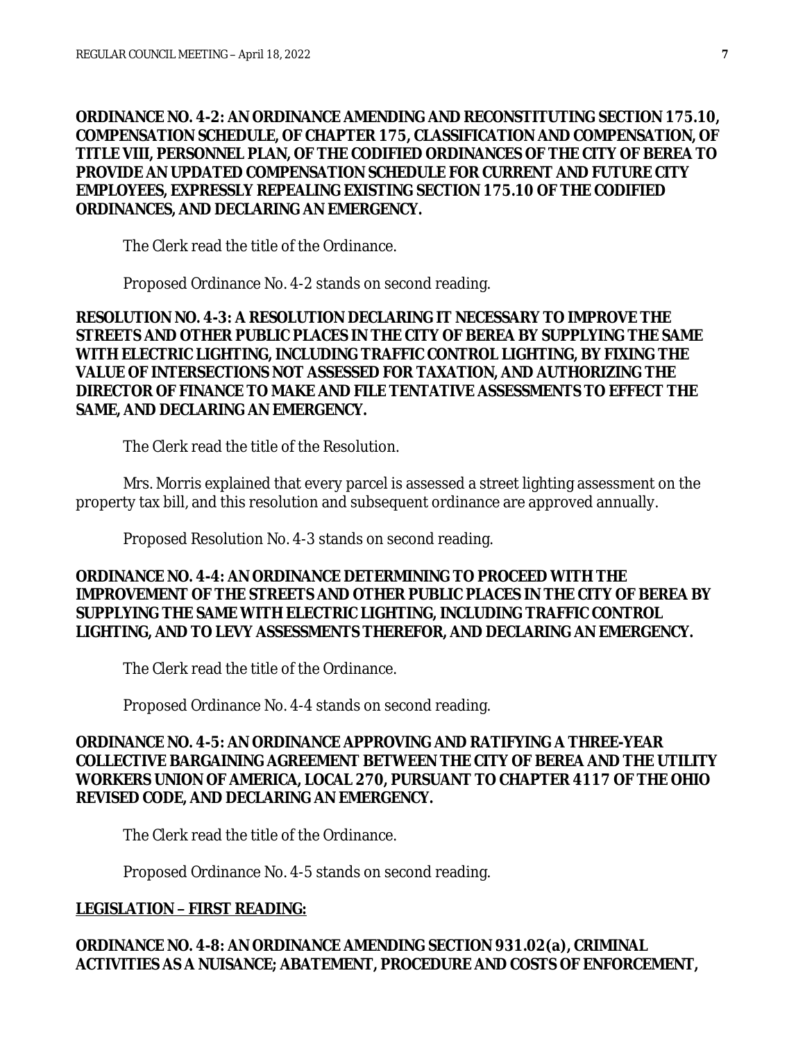**ORDINANCE NO. 4-2: AN ORDINANCE AMENDING AND RECONSTITUTING SECTION 175.10, COMPENSATION SCHEDULE, OF CHAPTER 175, CLASSIFICATION AND COMPENSATION, OF TITLE VIII, PERSONNEL PLAN, OF THE CODIFIED ORDINANCES OF THE CITY OF BEREA TO PROVIDE AN UPDATED COMPENSATION SCHEDULE FOR CURRENT AND FUTURE CITY EMPLOYEES, EXPRESSLY REPEALING EXISTING SECTION 175.10 OF THE CODIFIED ORDINANCES, AND DECLARING AN EMERGENCY.**

The Clerk read the title of the Ordinance.

Proposed Ordinance No. 4-2 stands on second reading.

**RESOLUTION NO. 4-3: A RESOLUTION DECLARING IT NECESSARY TO IMPROVE THE STREETS AND OTHER PUBLIC PLACES IN THE CITY OF BEREA BY SUPPLYING THE SAME WITH ELECTRIC LIGHTING, INCLUDING TRAFFIC CONTROL LIGHTING, BY FIXING THE VALUE OF INTERSECTIONS NOT ASSESSED FOR TAXATION, AND AUTHORIZING THE DIRECTOR OF FINANCE TO MAKE AND FILE TENTATIVE ASSESSMENTS TO EFFECT THE SAME, AND DECLARING AN EMERGENCY.**

The Clerk read the title of the Resolution.

Mrs. Morris explained that every parcel is assessed a street lighting assessment on the property tax bill, and this resolution and subsequent ordinance are approved annually.

Proposed Resolution No. 4-3 stands on second reading.

**ORDINANCE NO. 4-4: AN ORDINANCE DETERMINING TO PROCEED WITH THE IMPROVEMENT OF THE STREETS AND OTHER PUBLIC PLACES IN THE CITY OF BEREA BY SUPPLYING THE SAME WITH ELECTRIC LIGHTING, INCLUDING TRAFFIC CONTROL LIGHTING, AND TO LEVY ASSESSMENTS THEREFOR, AND DECLARING AN EMERGENCY.**

The Clerk read the title of the Ordinance.

Proposed Ordinance No. 4-4 stands on second reading.

**ORDINANCE NO. 4-5: AN ORDINANCE APPROVING AND RATIFYING A THREE-YEAR COLLECTIVE BARGAINING AGREEMENT BETWEEN THE CITY OF BEREA AND THE UTILITY WORKERS UNION OF AMERICA, LOCAL 270, PURSUANT TO CHAPTER 4117 OF THE OHIO REVISED CODE, AND DECLARING AN EMERGENCY.**

The Clerk read the title of the Ordinance.

Proposed Ordinance No. 4-5 stands on second reading.

**LEGISLATION – FIRST READING:**

**ORDINANCE NO. 4-8: AN ORDINANCE AMENDING SECTION 931.02(a), CRIMINAL ACTIVITIES AS A NUISANCE; ABATEMENT, PROCEDURE AND COSTS OF ENFORCEMENT,**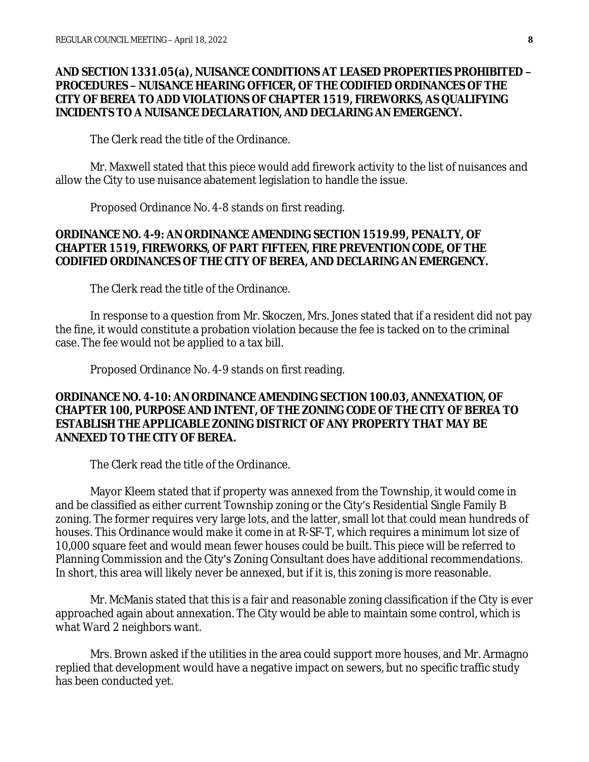**AND SECTION 1331.05(a), NUISANCE CONDITIONS AT LEASED PROPERTIES PROHIBITED – PROCEDURES – NUISANCE HEARING OFFICER, OF THE CODIFIED ORDINANCES OF THE CITY OF BEREA TO ADD VIOLATIONS OF CHAPTER 1519, FIREWORKS, AS QUALIFYING INCIDENTS TO A NUISANCE DECLARATION, AND DECLARING AN EMERGENCY.**

The Clerk read the title of the Ordinance.

Mr. Maxwell stated that this piece would add firework activity to the list of nuisances and allow the City to use nuisance abatement legislation to handle the issue.

Proposed Ordinance No. 4-8 stands on first reading.

**ORDINANCE NO. 4-9: AN ORDINANCE AMENDING SECTION 1519.99, PENALTY, OF CHAPTER 1519, FIREWORKS, OF PART FIFTEEN, FIRE PREVENTION CODE, OF THE CODIFIED ORDINANCES OF THE CITY OF BEREA, AND DECLARING AN EMERGENCY.**

The Clerk read the title of the Ordinance.

In response to a question from Mr. Skoczen, Mrs. Jones stated that if a resident did not pay the fine, it would constitute a probation violation because the fee is tacked on to the criminal case. The fee would not be applied to a tax bill.

Proposed Ordinance No. 4-9 stands on first reading.

**ORDINANCE NO. 4-10: AN ORDINANCE AMENDING SECTION 100.03, ANNEXATION, OF CHAPTER 100, PURPOSE AND INTENT, OF THE ZONING CODE OF THE CITY OF BEREA TO ESTABLISH THE APPLICABLE ZONING DISTRICT OF ANY PROPERTY THAT MAY BE ANNEXED TO THE CITY OF BEREA.**

The Clerk read the title of the Ordinance.

Mayor Kleem stated that if property was annexed from the Township, it would come in and be classified as either current Township zoning or the City's Residential Single Family B zoning. The former requires very large lots, and the latter, small lot that could mean hundreds of houses. This Ordinance would make it come in at R-SF-T, which requires a minimum lot size of 10,000 square feet and would mean fewer houses could be built. This piece will be referred to Planning Commission and the City's Zoning Consultant does have additional recommendations. In short, this area will likely never be annexed, but if it is, this zoning is more reasonable.

Mr. McManis stated that this is a fair and reasonable zoning classification if the City is ever approached again about annexation. The City would be able to maintain some control, which is what Ward 2 neighbors want.

Mrs. Brown asked if the utilities in the area could support more houses, and Mr. Armagno replied that development would have a negative impact on sewers, but no specific traffic study has been conducted yet.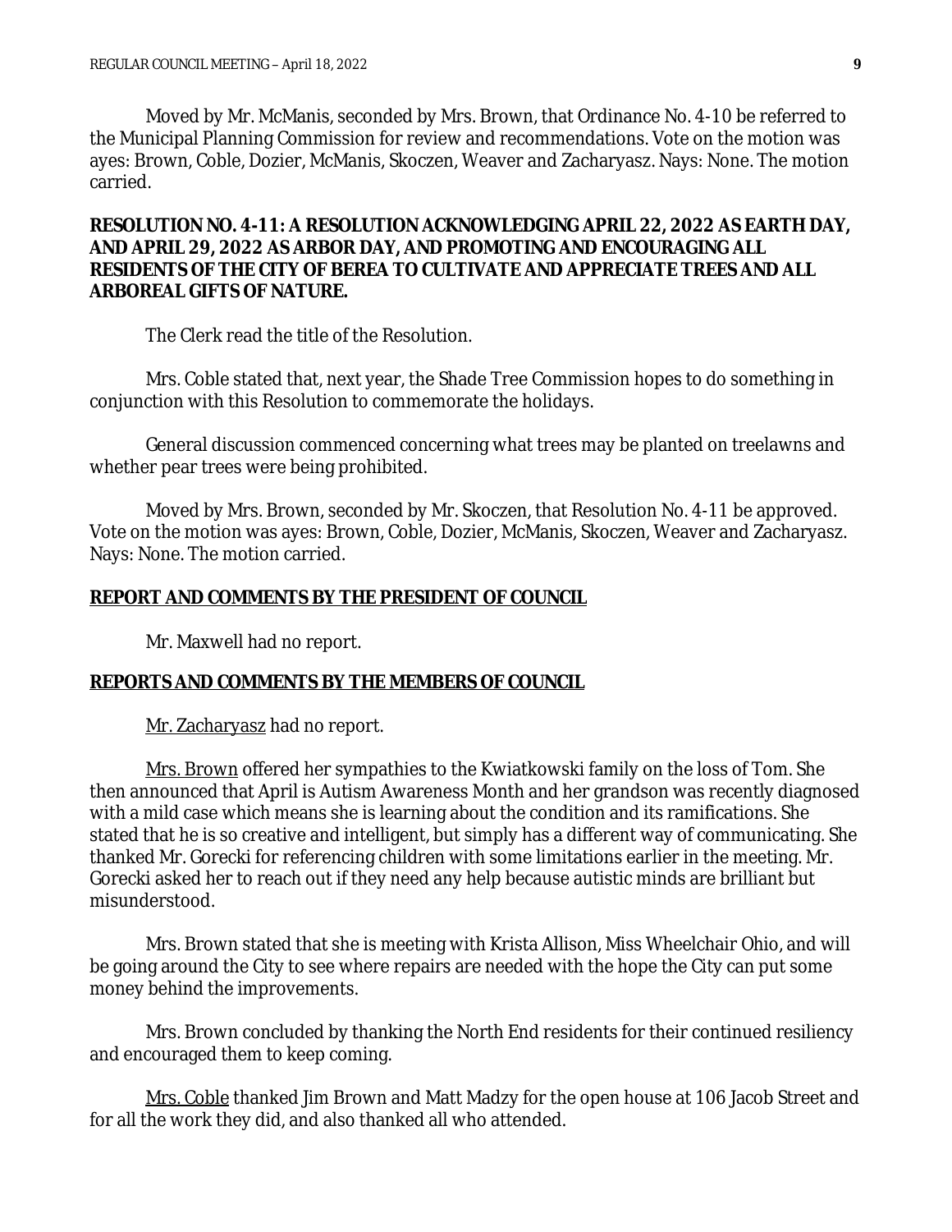Moved by Mr. McManis, seconded by Mrs. Brown, that Ordinance No. 4-10 be referred to the Municipal Planning Commission for review and recommendations. Vote on the motion was ayes: Brown, Coble, Dozier, McManis, Skoczen, Weaver and Zacharyasz. Nays: None. The motion carried.

**RESOLUTION NO. 4-11: A RESOLUTION ACKNOWLEDGING APRIL 22, 2022 AS EARTH DAY, AND APRIL 29, 2022 AS ARBOR DAY, AND PROMOTING AND ENCOURAGING ALL RESIDENTS OF THE CITY OF BEREA TO CULTIVATE AND APPRECIATE TREES AND ALL ARBOREAL GIFTS OF NATURE.**

The Clerk read the title of the Resolution.

Mrs. Coble stated that, next year, the Shade Tree Commission hopes to do something in conjunction with this Resolution to commemorate the holidays.

General discussion commenced concerning what trees may be planted on treelawns and whether pear trees were being prohibited.

Moved by Mrs. Brown, seconded by Mr. Skoczen, that Resolution No. 4-11 be approved. Vote on the motion was ayes: Brown, Coble, Dozier, McManis, Skoczen, Weaver and Zacharyasz. Nays: None. The motion carried.

**REPORT AND COMMENTS BY THE PRESIDENT OF COUNCIL**

Mr. Maxwell had no report.

**REPORTS AND COMMENTS BY THE MEMBERS OF COUNCIL**

Mr. Zacharyasz had no report.

Mrs. Brown offered her sympathies to the Kwiatkowski family on the loss of Tom. She then announced that April is Autism Awareness Month and her grandson was recently diagnosed with a mild case which means she is learning about the condition and its ramifications. She stated that he is so creative and intelligent, but simply has a different way of communicating. She thanked Mr. Gorecki for referencing children with some limitations earlier in the meeting. Mr. Gorecki asked her to reach out if they need any help because autistic minds are brilliant but misunderstood.

Mrs. Brown stated that she is meeting with Krista Allison, Miss Wheelchair Ohio, and will be going around the City to see where repairs are needed with the hope the City can put some money behind the improvements.

Mrs. Brown concluded by thanking the North End residents for their continued resiliency and encouraged them to keep coming.

Mrs. Coble thanked Jim Brown and Matt Madzy for the open house at 106 Jacob Street and for all the work they did, and also thanked all who attended.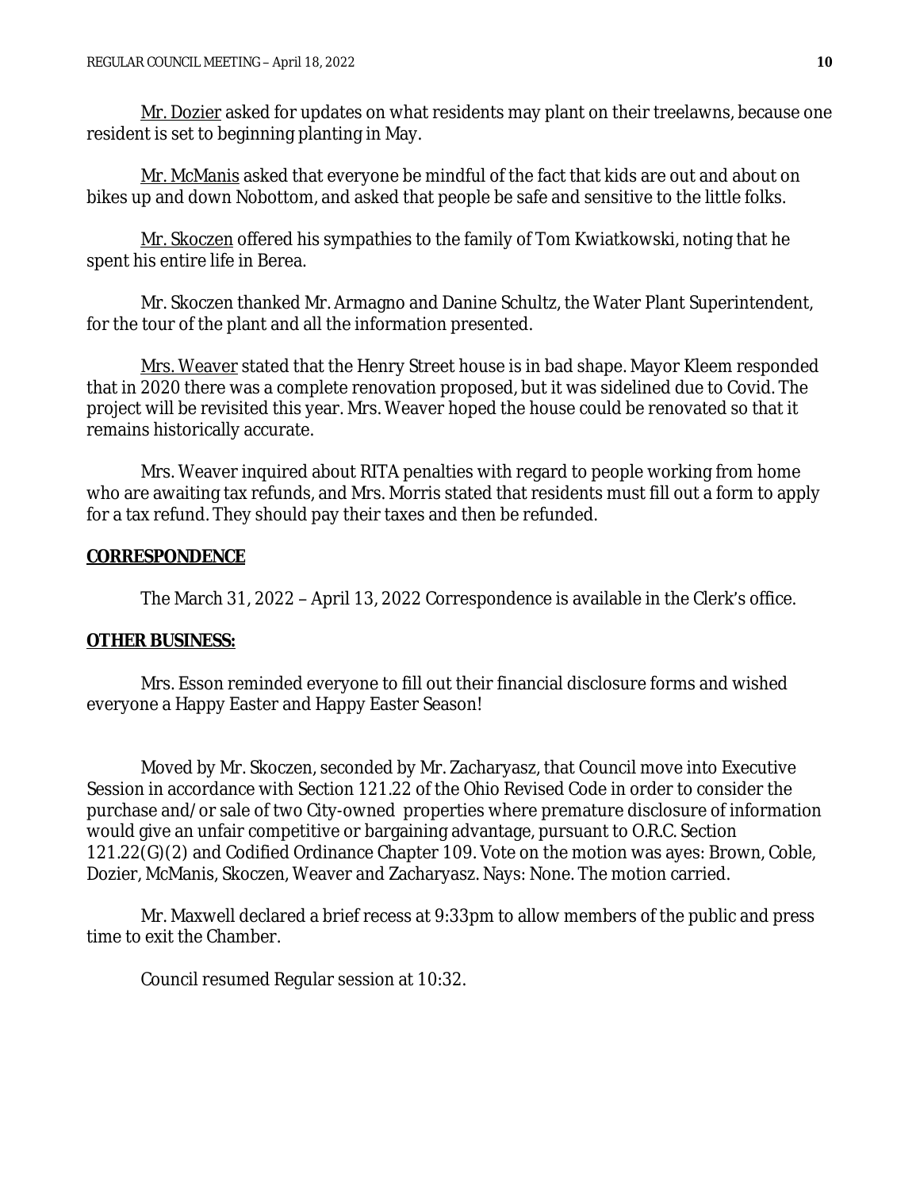Mr. Dozier asked for updates on what residents may plant on their treelawns, because one resident is set to beginning planting in May.

Mr. McManis asked that everyone be mindful of the fact that kids are out and about on bikes up and down Nobottom, and asked that people be safe and sensitive to the little folks.

Mr. Skoczen offered his sympathies to the family of Tom Kwiatkowski, noting that he spent his entire life in Berea.

Mr. Skoczen thanked Mr. Armagno and Danine Schultz, the Water Plant Superintendent, for the tour of the plant and all the information presented.

Mrs. Weaver stated that the Henry Street house is in bad shape. Mayor Kleem responded that in 2020 there was a complete renovation proposed, but it was sidelined due to Covid. The project will be revisited this year. Mrs. Weaver hoped the house could be renovated so that it remains historically accurate.

Mrs. Weaver inquired about RITA penalties with regard to people working from home who are awaiting tax refunds, and Mrs. Morris stated that residents must fill out a form to apply for a tax refund. They should pay their taxes and then be refunded.

## CORRESPONDENCE

The March 31, 2022 – April 13, 2022 Correspondence is available in the Clerk's office.

## OTHER BUSINESS:

Mrs. Esson reminded everyone to fill out their financial disclosure forms and wished everyone a Happy Easter and Happy Easter Season!

Moved by Mr. Skoczen, seconded by Mr. Zacharyasz, that Council move into Executive Session in accordance with Section 121.22 of the Ohio Revised Code in order to consider the purchase and/or sale of two City-owned properties where premature disclosure of information would give an unfair competitive or bargaining advantage, pursuant to O.R.C. Section 121.22(G)(2) and Codified Ordinance Chapter 109. Vote on the motion was ayes: Brown, Coble, Dozier, McManis, Skoczen, Weaver and Zacharyasz. Nays: None. The motion carried.

Mr. Maxwell declared a brief recess at 9:33pm to allow members of the public and press time to exit the Chamber.

Council resumed Regular session at 10:32.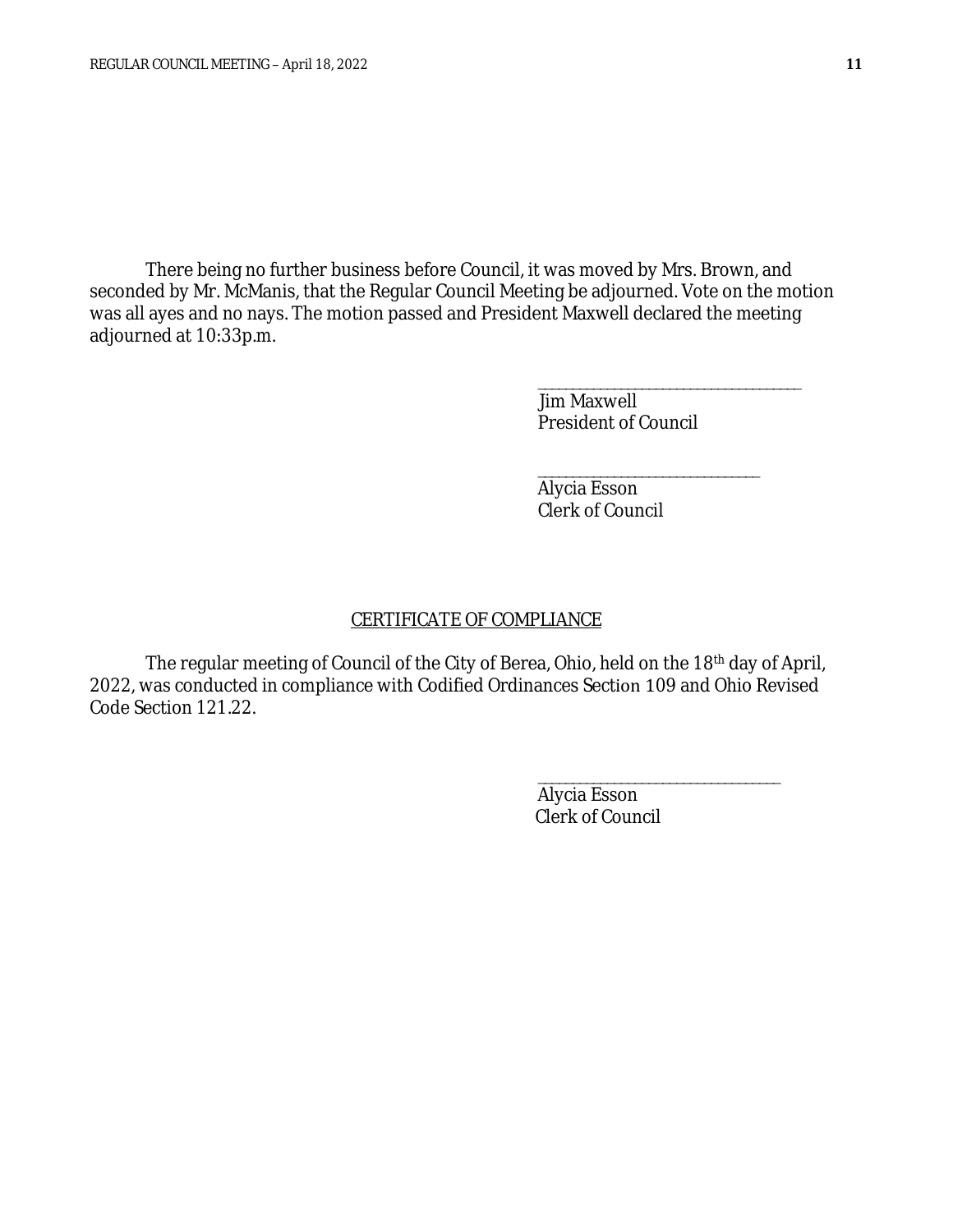There being no further business before Council, it was moved by Mrs. Brown, and seconded by Mr. McManis, that the Regular Council Meeting be adjourned. Vote on the motion was all ayes and no nays. The motion passed and President Maxwell declared the meeting adjourned at 10:33p.m.

\_\_\_\_\_\_\_\_\_\_\_\_\_\_\_\_\_\_\_\_\_\_\_\_\_\_\_\_\_\_\_\_\_\_\_\_
Jim Maxwell
President of Council

\_\_\_\_\_\_\_\_\_\_\_\_\_\_\_\_\_\_\_\_\_\_\_\_\_\_\_\_\_\_\_
Alycia Esson
Clerk of Council

## CERTIFICATE OF COMPLIANCE

The regular meeting of Council of the City of Berea, Ohio, held on the 18th day of April, 2022, was conducted in compliance with Codified Ordinances Section 109 and Ohio Revised Code Section 121.22.

\_\_\_\_\_\_\_\_\_\_\_\_\_\_\_\_\_\_\_\_\_\_\_\_\_\_\_\_\_\_\_\_\_\_
Alycia Esson
Clerk of Council